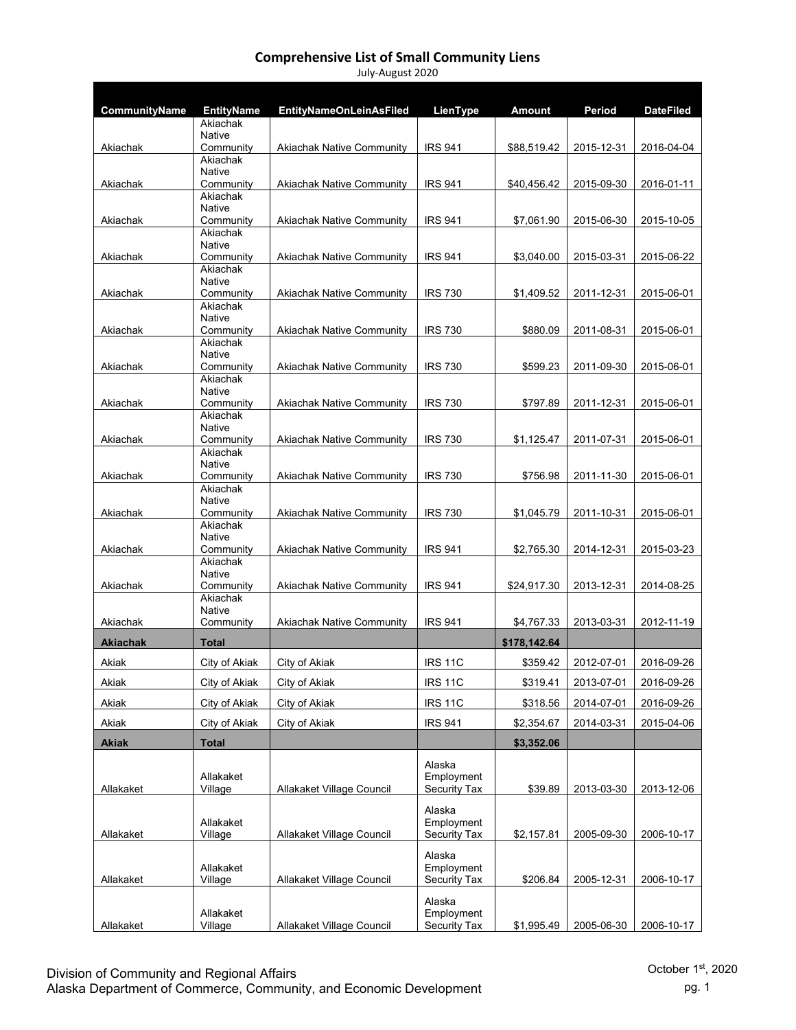# Comprehensive List of Small Community Liens

July-August 2020

| CommunityName | EntityName | EntityNameOnLeinAsFiled | LienType | Amount | Period | DateFiled |
|---|---|---|---|---|---|---|
| Akiachak | Akiachak Native Community | Akiachak Native Community | IRS 941 | $88,519.42 | 2015-12-31 | 2016-04-04 |
| Akiachak | Akiachak Native Community | Akiachak Native Community | IRS 941 | $40,456.42 | 2015-09-30 | 2016-01-11 |
| Akiachak | Akiachak Native Community | Akiachak Native Community | IRS 941 | $7,061.90 | 2015-06-30 | 2015-10-05 |
| Akiachak | Akiachak Native Community | Akiachak Native Community | IRS 941 | $3,040.00 | 2015-03-31 | 2015-06-22 |
| Akiachak | Akiachak Native Community | Akiachak Native Community | IRS 730 | $1,409.52 | 2011-12-31 | 2015-06-01 |
| Akiachak | Akiachak Native Community | Akiachak Native Community | IRS 730 | $880.09 | 2011-08-31 | 2015-06-01 |
| Akiachak | Akiachak Native Community | Akiachak Native Community | IRS 730 | $599.23 | 2011-09-30 | 2015-06-01 |
| Akiachak | Akiachak Native Community | Akiachak Native Community | IRS 730 | $797.89 | 2011-12-31 | 2015-06-01 |
| Akiachak | Akiachak Native Community | Akiachak Native Community | IRS 730 | $1,125.47 | 2011-07-31 | 2015-06-01 |
| Akiachak | Akiachak Native Community | Akiachak Native Community | IRS 730 | $756.98 | 2011-11-30 | 2015-06-01 |
| Akiachak | Akiachak Native Community | Akiachak Native Community | IRS 730 | $1,045.79 | 2011-10-31 | 2015-06-01 |
| Akiachak | Akiachak Native Community | Akiachak Native Community | IRS 941 | $2,765.30 | 2014-12-31 | 2015-03-23 |
| Akiachak | Akiachak Native Community | Akiachak Native Community | IRS 941 | $24,917.30 | 2013-12-31 | 2014-08-25 |
| Akiachak | Akiachak Native Community | Akiachak Native Community | IRS 941 | $4,767.33 | 2013-03-31 | 2012-11-19 |
| **Akiachak** | **Total** | | | **$178,142.64** | | |
| Akiak | City of Akiak | City of Akiak | IRS 11C | $359.42 | 2012-07-01 | 2016-09-26 |
| Akiak | City of Akiak | City of Akiak | IRS 11C | $319.41 | 2013-07-01 | 2016-09-26 |
| Akiak | City of Akiak | City of Akiak | IRS 11C | $318.56 | 2014-07-01 | 2016-09-26 |
| Akiak | City of Akiak | City of Akiak | IRS 941 | $2,354.67 | 2014-03-31 | 2015-04-06 |
| **Akiak** | **Total** | | | **$3,352.06** | | |
| Allakaket | Allakaket Village | Allakaket Village Council | Alaska Employment Security Tax | $39.89 | 2013-03-30 | 2013-12-06 |
| Allakaket | Allakaket Village | Allakaket Village Council | Alaska Employment Security Tax | $2,157.81 | 2005-09-30 | 2006-10-17 |
| Allakaket | Allakaket Village | Allakaket Village Council | Alaska Employment Security Tax | $206.84 | 2005-12-31 | 2006-10-17 |
| Allakaket | Allakaket Village | Allakaket Village Council | Alaska Employment Security Tax | $1,995.49 | 2005-06-30 | 2006-10-17 |

Division of Community and Regional Affairs
Alaska Department of Commerce, Community, and Economic Development

October 1st, 2020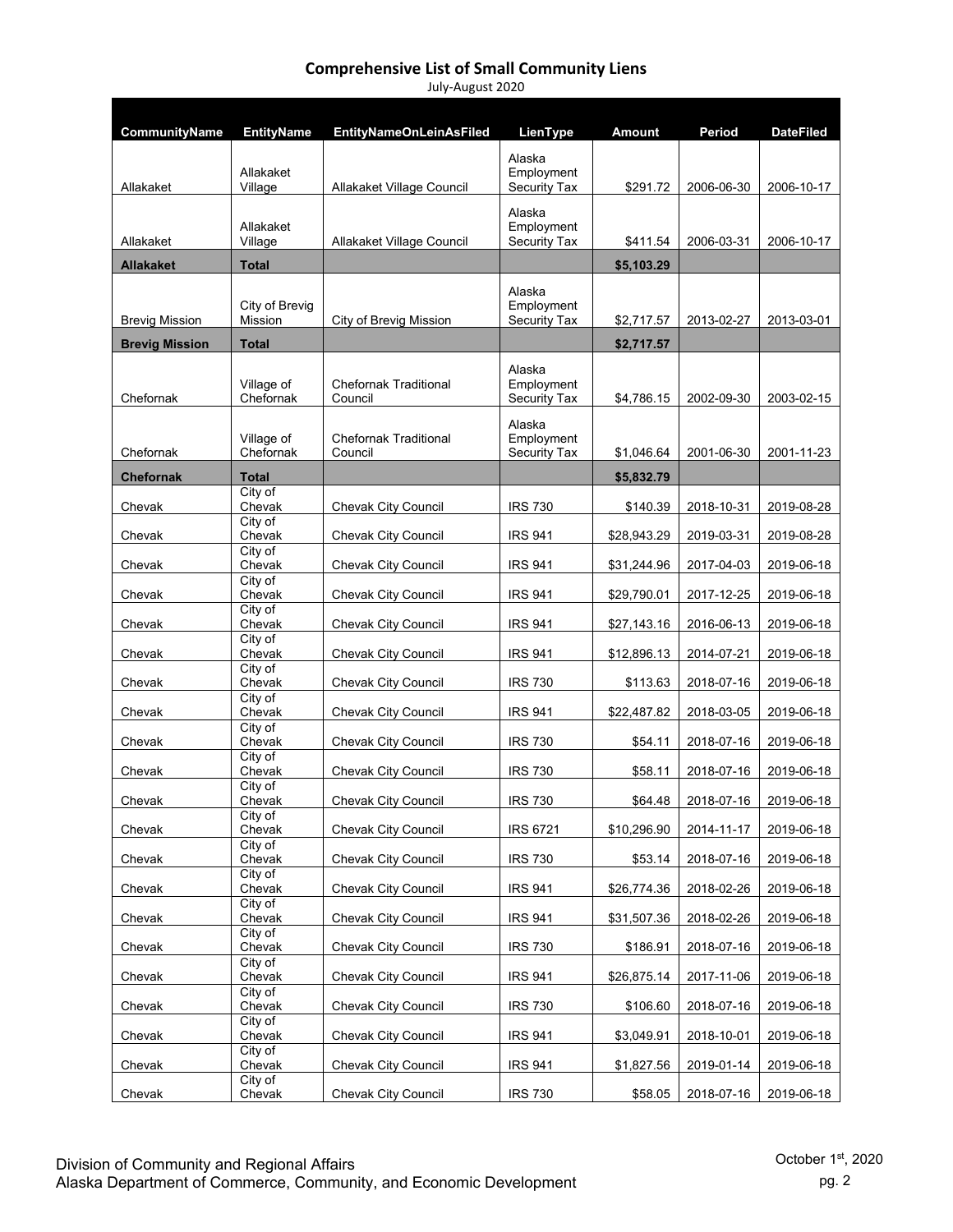## Comprehensive List of Small Community Liens

July-August 2020

| CommunityName | EntityName | EntityNameOnLeinAsFiled | LienType | Amount | Period | DateFiled |
|---|---|---|---|---|---|---|
| Allakaket | Allakaket Village | Allakaket Village Council | Alaska Employment Security Tax | $291.72 | 2006-06-30 | 2006-10-17 |
| Allakaket | Allakaket Village | Allakaket Village Council | Alaska Employment Security Tax | $411.54 | 2006-03-31 | 2006-10-17 |
| **Allakaket** | **Total** | | | **$5,103.29** | | |
| Brevig Mission | City of Brevig Mission | City of Brevig Mission | Alaska Employment Security Tax | $2,717.57 | 2013-02-27 | 2013-03-01 |
| **Brevig Mission** | **Total** | | | **$2,717.57** | | |
| Chefornak | Village of Chefornak | Chefornak Traditional Council | Alaska Employment Security Tax | $4,786.15 | 2002-09-30 | 2003-02-15 |
| Chefornak | Village of Chefornak | Chefornak Traditional Council | Alaska Employment Security Tax | $1,046.64 | 2001-06-30 | 2001-11-23 |
| **Chefornak** | **Total** | | | **$5,832.79** | | |
| Chevak | City of Chevak | Chevak City Council | IRS 730 | $140.39 | 2018-10-31 | 2019-08-28 |
| Chevak | City of Chevak | Chevak City Council | IRS 941 | $28,943.29 | 2019-03-31 | 2019-08-28 |
| Chevak | City of Chevak | Chevak City Council | IRS 941 | $31,244.96 | 2017-04-03 | 2019-06-18 |
| Chevak | City of Chevak | Chevak City Council | IRS 941 | $29,790.01 | 2017-12-25 | 2019-06-18 |
| Chevak | City of Chevak | Chevak City Council | IRS 941 | $27,143.16 | 2016-06-13 | 2019-06-18 |
| Chevak | City of Chevak | Chevak City Council | IRS 941 | $12,896.13 | 2014-07-21 | 2019-06-18 |
| Chevak | City of Chevak | Chevak City Council | IRS 730 | $113.63 | 2018-07-16 | 2019-06-18 |
| Chevak | City of Chevak | Chevak City Council | IRS 941 | $22,487.82 | 2018-03-05 | 2019-06-18 |
| Chevak | City of Chevak | Chevak City Council | IRS 730 | $54.11 | 2018-07-16 | 2019-06-18 |
| Chevak | City of Chevak | Chevak City Council | IRS 730 | $58.11 | 2018-07-16 | 2019-06-18 |
| Chevak | City of Chevak | Chevak City Council | IRS 730 | $64.48 | 2018-07-16 | 2019-06-18 |
| Chevak | City of Chevak | Chevak City Council | IRS 6721 | $10,296.90 | 2014-11-17 | 2019-06-18 |
| Chevak | City of Chevak | Chevak City Council | IRS 730 | $53.14 | 2018-07-16 | 2019-06-18 |
| Chevak | City of Chevak | Chevak City Council | IRS 941 | $26,774.36 | 2018-02-26 | 2019-06-18 |
| Chevak | City of Chevak | Chevak City Council | IRS 941 | $31,507.36 | 2018-02-26 | 2019-06-18 |
| Chevak | City of Chevak | Chevak City Council | IRS 730 | $186.91 | 2018-07-16 | 2019-06-18 |
| Chevak | City of Chevak | Chevak City Council | IRS 941 | $26,875.14 | 2017-11-06 | 2019-06-18 |
| Chevak | City of Chevak | Chevak City Council | IRS 730 | $106.60 | 2018-07-16 | 2019-06-18 |
| Chevak | City of Chevak | Chevak City Council | IRS 941 | $3,049.91 | 2018-10-01 | 2019-06-18 |
| Chevak | City of Chevak | Chevak City Council | IRS 941 | $1,827.56 | 2019-01-14 | 2019-06-18 |
| Chevak | City of Chevak | Chevak City Council | IRS 730 | $58.05 | 2018-07-16 | 2019-06-18 |

Division of Community and Regional Affairs
Alaska Department of Commerce, Community, and Economic Development

October 1st, 2020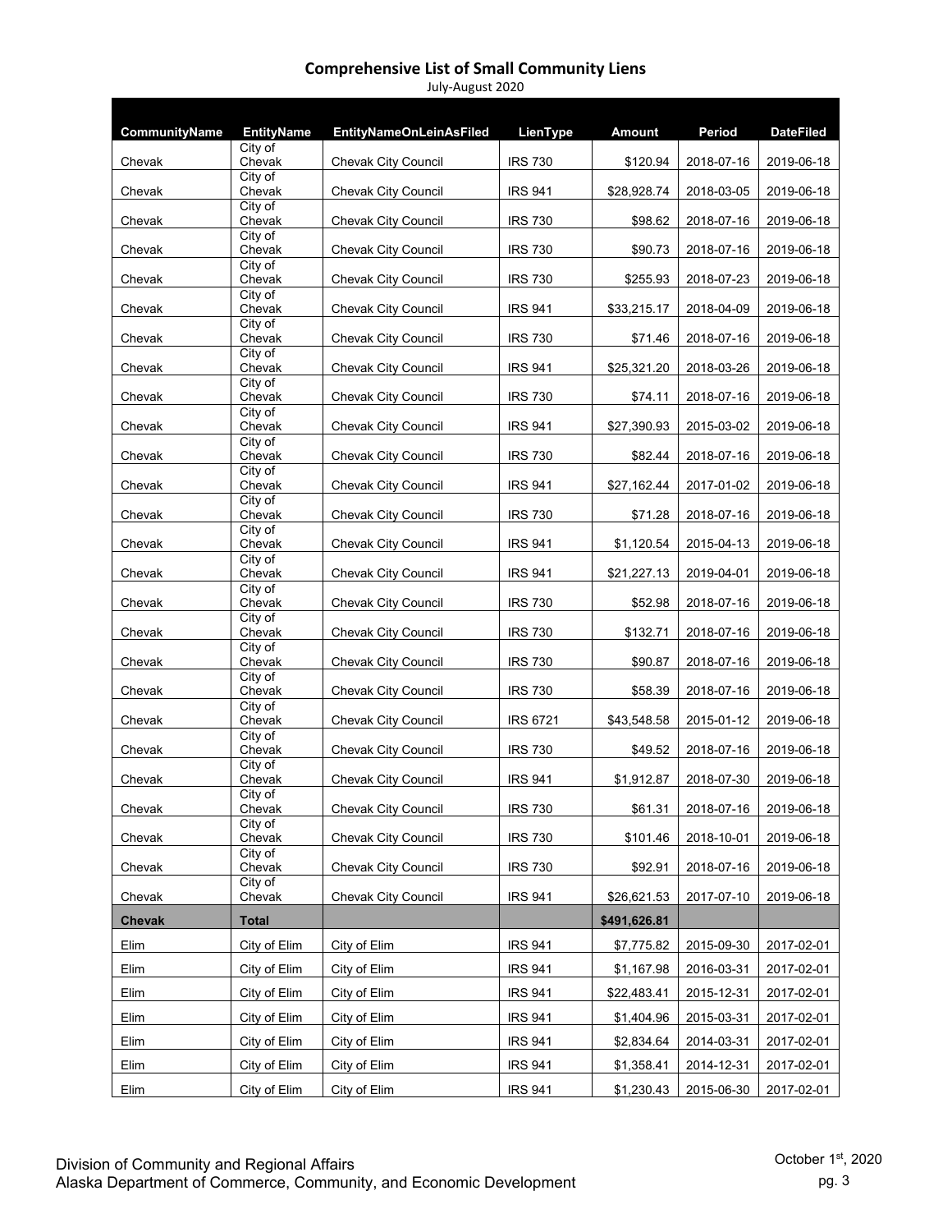# Comprehensive List of Small Community Liens

July-August 2020

| CommunityName | EntityName | EntityNameOnLeinAsFiled | LienType | Amount | Period | DateFiled |
|---|---|---|---|---|---|---|
| Chevak | City of Chevak | Chevak City Council | IRS 730 | $120.94 | 2018-07-16 | 2019-06-18 |
| Chevak | City of Chevak | Chevak City Council | IRS 941 | $28,928.74 | 2018-03-05 | 2019-06-18 |
| Chevak | City of Chevak | Chevak City Council | IRS 730 | $98.62 | 2018-07-16 | 2019-06-18 |
| Chevak | City of Chevak | Chevak City Council | IRS 730 | $90.73 | 2018-07-16 | 2019-06-18 |
| Chevak | City of Chevak | Chevak City Council | IRS 730 | $255.93 | 2018-07-23 | 2019-06-18 |
| Chevak | City of Chevak | Chevak City Council | IRS 941 | $33,215.17 | 2018-04-09 | 2019-06-18 |
| Chevak | City of Chevak | Chevak City Council | IRS 730 | $71.46 | 2018-07-16 | 2019-06-18 |
| Chevak | City of Chevak | Chevak City Council | IRS 941 | $25,321.20 | 2018-03-26 | 2019-06-18 |
| Chevak | City of Chevak | Chevak City Council | IRS 730 | $74.11 | 2018-07-16 | 2019-06-18 |
| Chevak | City of Chevak | Chevak City Council | IRS 941 | $27,390.93 | 2015-03-02 | 2019-06-18 |
| Chevak | City of Chevak | Chevak City Council | IRS 730 | $82.44 | 2018-07-16 | 2019-06-18 |
| Chevak | City of Chevak | Chevak City Council | IRS 941 | $27,162.44 | 2017-01-02 | 2019-06-18 |
| Chevak | City of Chevak | Chevak City Council | IRS 730 | $71.28 | 2018-07-16 | 2019-06-18 |
| Chevak | City of Chevak | Chevak City Council | IRS 941 | $1,120.54 | 2015-04-13 | 2019-06-18 |
| Chevak | City of Chevak | Chevak City Council | IRS 941 | $21,227.13 | 2019-04-01 | 2019-06-18 |
| Chevak | City of Chevak | Chevak City Council | IRS 730 | $52.98 | 2018-07-16 | 2019-06-18 |
| Chevak | City of Chevak | Chevak City Council | IRS 730 | $132.71 | 2018-07-16 | 2019-06-18 |
| Chevak | City of Chevak | Chevak City Council | IRS 730 | $90.87 | 2018-07-16 | 2019-06-18 |
| Chevak | City of Chevak | Chevak City Council | IRS 730 | $58.39 | 2018-07-16 | 2019-06-18 |
| Chevak | City of Chevak | Chevak City Council | IRS 6721 | $43,548.58 | 2015-01-12 | 2019-06-18 |
| Chevak | City of Chevak | Chevak City Council | IRS 730 | $49.52 | 2018-07-16 | 2019-06-18 |
| Chevak | City of Chevak | Chevak City Council | IRS 941 | $1,912.87 | 2018-07-30 | 2019-06-18 |
| Chevak | City of Chevak | Chevak City Council | IRS 730 | $61.31 | 2018-07-16 | 2019-06-18 |
| Chevak | City of Chevak | Chevak City Council | IRS 730 | $101.46 | 2018-10-01 | 2019-06-18 |
| Chevak | City of Chevak | Chevak City Council | IRS 730 | $92.91 | 2018-07-16 | 2019-06-18 |
| Chevak | City of Chevak | Chevak City Council | IRS 941 | $26,621.53 | 2017-07-10 | 2019-06-18 |
| **Chevak** | **Total** | | | **$491,626.81** | | |
| Elim | City of Elim | City of Elim | IRS 941 | $7,775.82 | 2015-09-30 | 2017-02-01 |
| Elim | City of Elim | City of Elim | IRS 941 | $1,167.98 | 2016-03-31 | 2017-02-01 |
| Elim | City of Elim | City of Elim | IRS 941 | $22,483.41 | 2015-12-31 | 2017-02-01 |
| Elim | City of Elim | City of Elim | IRS 941 | $1,404.96 | 2015-03-31 | 2017-02-01 |
| Elim | City of Elim | City of Elim | IRS 941 | $2,834.64 | 2014-03-31 | 2017-02-01 |
| Elim | City of Elim | City of Elim | IRS 941 | $1,358.41 | 2014-12-31 | 2017-02-01 |
| Elim | City of Elim | City of Elim | IRS 941 | $1,230.43 | 2015-06-30 | 2017-02-01 |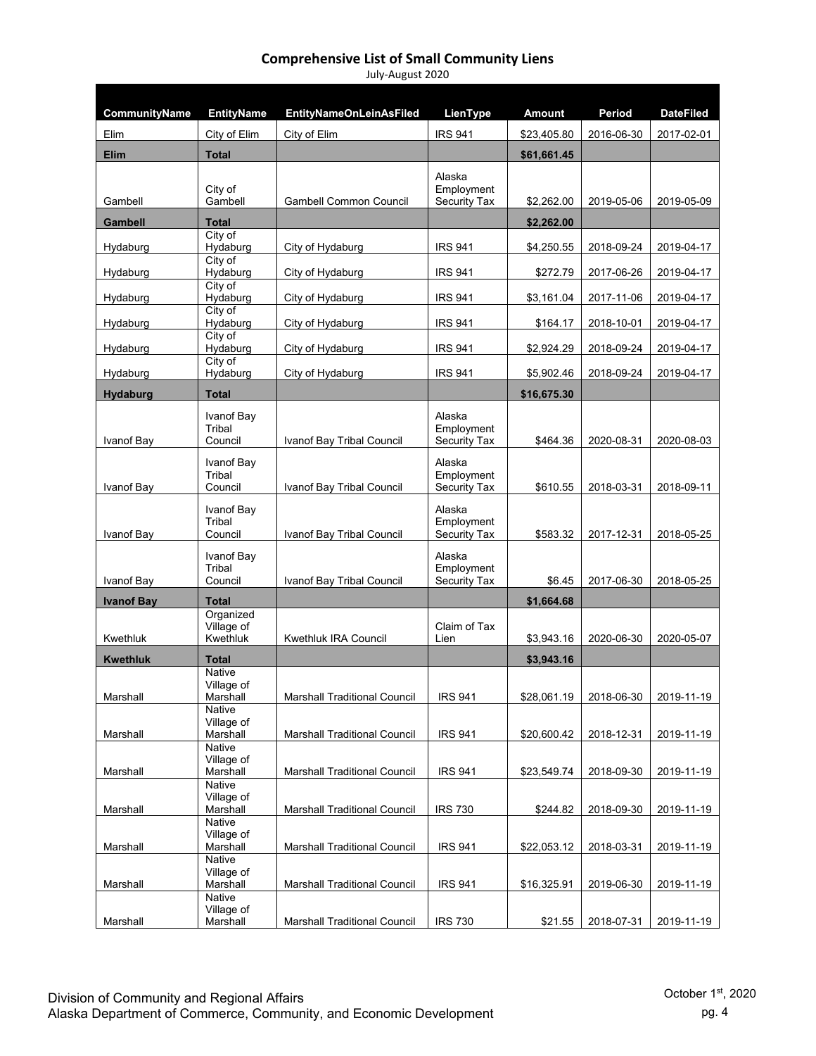## Comprehensive List of Small Community Liens

July-August 2020

| CommunityName | EntityName | EntityNameOnLeinAsFiled | LienType | Amount | Period | DateFiled |
|---|---|---|---|---|---|---|
| Elim | City of Elim | City of Elim | IRS 941 | $23,405.80 | 2016-06-30 | 2017-02-01 |
| **Elim** | **Total** | | | **$61,661.45** | | |
| Gambell | City of Gambell | Gambell Common Council | Alaska Employment Security Tax | $2,262.00 | 2019-05-06 | 2019-05-09 |
| **Gambell** | **Total** | | | **$2,262.00** | | |
| Hydaburg | City of Hydaburg | City of Hydaburg | IRS 941 | $4,250.55 | 2018-09-24 | 2019-04-17 |
| Hydaburg | City of Hydaburg | City of Hydaburg | IRS 941 | $272.79 | 2017-06-26 | 2019-04-17 |
| Hydaburg | City of Hydaburg | City of Hydaburg | IRS 941 | $3,161.04 | 2017-11-06 | 2019-04-17 |
| Hydaburg | City of Hydaburg | City of Hydaburg | IRS 941 | $164.17 | 2018-10-01 | 2019-04-17 |
| Hydaburg | City of Hydaburg | City of Hydaburg | IRS 941 | $2,924.29 | 2018-09-24 | 2019-04-17 |
| Hydaburg | City of Hydaburg | City of Hydaburg | IRS 941 | $5,902.46 | 2018-09-24 | 2019-04-17 |
| **Hydaburg** | **Total** | | | **$16,675.30** | | |
| Ivanof Bay | Ivanof Bay Tribal Council | Ivanof Bay Tribal Council | Alaska Employment Security Tax | $464.36 | 2020-08-31 | 2020-08-03 |
| Ivanof Bay | Ivanof Bay Tribal Council | Ivanof Bay Tribal Council | Alaska Employment Security Tax | $610.55 | 2018-03-31 | 2018-09-11 |
| Ivanof Bay | Ivanof Bay Tribal Council | Ivanof Bay Tribal Council | Alaska Employment Security Tax | $583.32 | 2017-12-31 | 2018-05-25 |
| Ivanof Bay | Ivanof Bay Tribal Council | Ivanof Bay Tribal Council | Alaska Employment Security Tax | $6.45 | 2017-06-30 | 2018-05-25 |
| **Ivanof Bay** | **Total** | | | **$1,664.68** | | |
| Kwethluk | Organized Village of Kwethluk | Kwethluk IRA Council | Claim of Tax Lien | $3,943.16 | 2020-06-30 | 2020-05-07 |
| **Kwethluk** | **Total** | | | **$3,943.16** | | |
| Marshall | Native Village of Marshall | Marshall Traditional Council | IRS 941 | $28,061.19 | 2018-06-30 | 2019-11-19 |
| Marshall | Native Village of Marshall | Marshall Traditional Council | IRS 941 | $20,600.42 | 2018-12-31 | 2019-11-19 |
| Marshall | Native Village of Marshall | Marshall Traditional Council | IRS 941 | $23,549.74 | 2018-09-30 | 2019-11-19 |
| Marshall | Native Village of Marshall | Marshall Traditional Council | IRS 730 | $244.82 | 2018-09-30 | 2019-11-19 |
| Marshall | Native Village of Marshall | Marshall Traditional Council | IRS 941 | $22,053.12 | 2018-03-31 | 2019-11-19 |
| Marshall | Native Village of Marshall | Marshall Traditional Council | IRS 941 | $16,325.91 | 2019-06-30 | 2019-11-19 |
| Marshall | Native Village of Marshall | Marshall Traditional Council | IRS 730 | $21.55 | 2018-07-31 | 2019-11-19 |

Division of Community and Regional Affairs
Alaska Department of Commerce, Community, and Economic Development

October 1st, 2020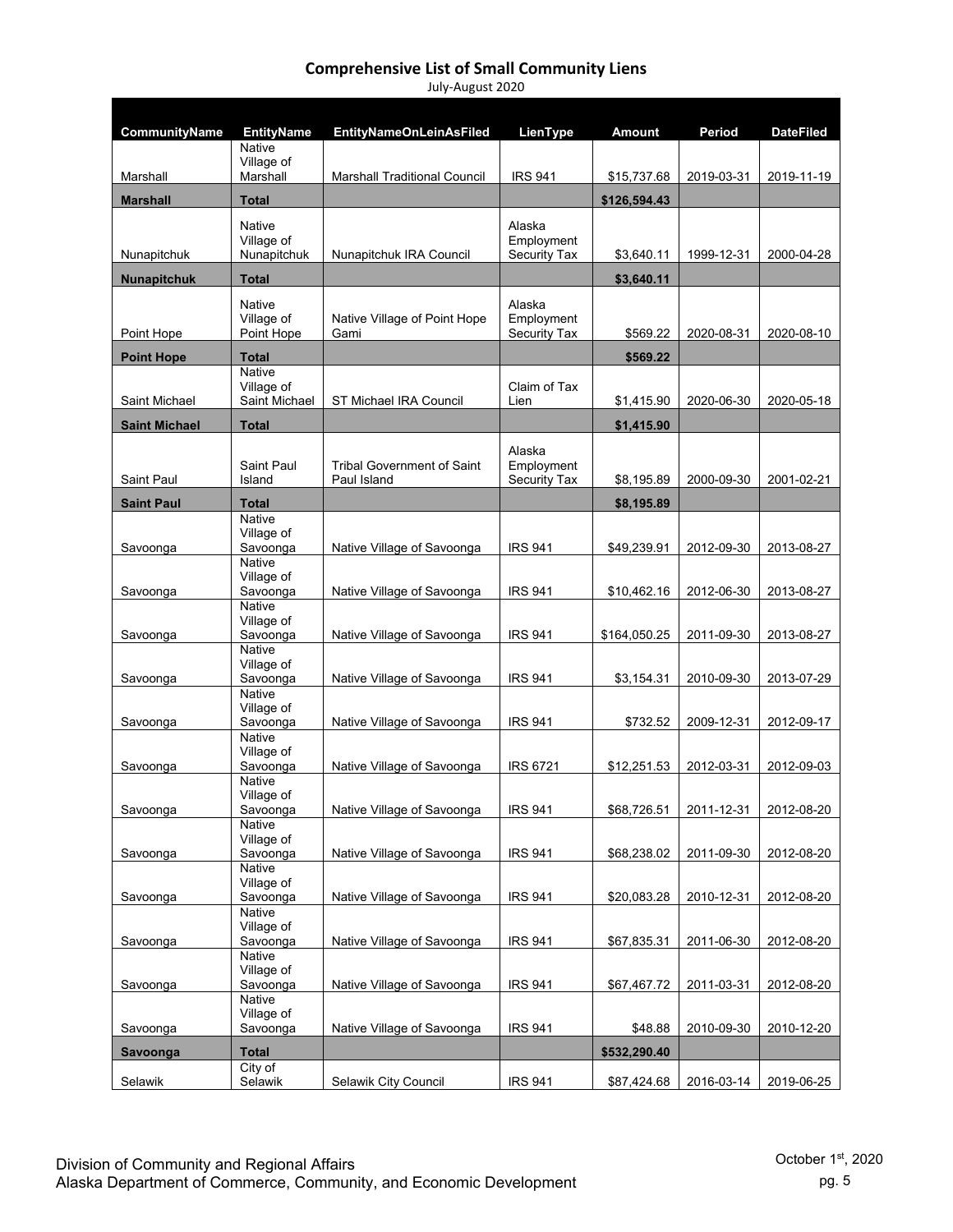# Comprehensive List of Small Community Liens

July-August 2020

| CommunityName | EntityName | EntityNameOnLeinAsFiled | LienType | Amount | Period | DateFiled |
|---|---|---|---|---|---|---|
| Marshall | Native Village of Marshall | Marshall Traditional Council | IRS 941 | $15,737.68 | 2019-03-31 | 2019-11-19 |
| **Marshall** | **Total** | | | **$126,594.43** | | |
| Nunapitchuk | Native Village of Nunapitchuk | Nunapitchuk IRA Council | Alaska Employment Security Tax | $3,640.11 | 1999-12-31 | 2000-04-28 |
| **Nunapitchuk** | **Total** | | | **$3,640.11** | | |
| Point Hope | Native Village of Point Hope | Native Village of Point Hope Gami | Alaska Employment Security Tax | $569.22 | 2020-08-31 | 2020-08-10 |
| **Point Hope** | **Total** | | | **$569.22** | | |
| Saint Michael | Native Village of Saint Michael | ST Michael IRA Council | Claim of Tax Lien | $1,415.90 | 2020-06-30 | 2020-05-18 |
| **Saint Michael** | **Total** | | | **$1,415.90** | | |
| Saint Paul | Saint Paul Island | Tribal Government of Saint Paul Island | Alaska Employment Security Tax | $8,195.89 | 2000-09-30 | 2001-02-21 |
| **Saint Paul** | **Total** | | | **$8,195.89** | | |
| Savoonga | Native Village of Savoonga | Native Village of Savoonga | IRS 941 | $49,239.91 | 2012-09-30 | 2013-08-27 |
| Savoonga | Native Village of Savoonga | Native Village of Savoonga | IRS 941 | $10,462.16 | 2012-06-30 | 2013-08-27 |
| Savoonga | Native Village of Savoonga | Native Village of Savoonga | IRS 941 | $164,050.25 | 2011-09-30 | 2013-08-27 |
| Savoonga | Native Village of Savoonga | Native Village of Savoonga | IRS 941 | $3,154.31 | 2010-09-30 | 2013-07-29 |
| Savoonga | Native Village of Savoonga | Native Village of Savoonga | IRS 941 | $732.52 | 2009-12-31 | 2012-09-17 |
| Savoonga | Native Village of Savoonga | Native Village of Savoonga | IRS 6721 | $12,251.53 | 2012-03-31 | 2012-09-03 |
| Savoonga | Native Village of Savoonga | Native Village of Savoonga | IRS 941 | $68,726.51 | 2011-12-31 | 2012-08-20 |
| Savoonga | Native Village of Savoonga | Native Village of Savoonga | IRS 941 | $68,238.02 | 2011-09-30 | 2012-08-20 |
| Savoonga | Native Village of Savoonga | Native Village of Savoonga | IRS 941 | $20,083.28 | 2010-12-31 | 2012-08-20 |
| Savoonga | Native Village of Savoonga | Native Village of Savoonga | IRS 941 | $67,835.31 | 2011-06-30 | 2012-08-20 |
| Savoonga | Native Village of Savoonga | Native Village of Savoonga | IRS 941 | $67,467.72 | 2011-03-31 | 2012-08-20 |
| Savoonga | Native Village of Savoonga | Native Village of Savoonga | IRS 941 | $48.88 | 2010-09-30 | 2010-12-20 |
| **Savoonga** | **Total** | | | **$532,290.40** | | |
| Selawik | City of Selawik | Selawik City Council | IRS 941 | $87,424.68 | 2016-03-14 | 2019-06-25 |

Division of Community and Regional Affairs
Alaska Department of Commerce, Community, and Economic Development

October 1st, 2020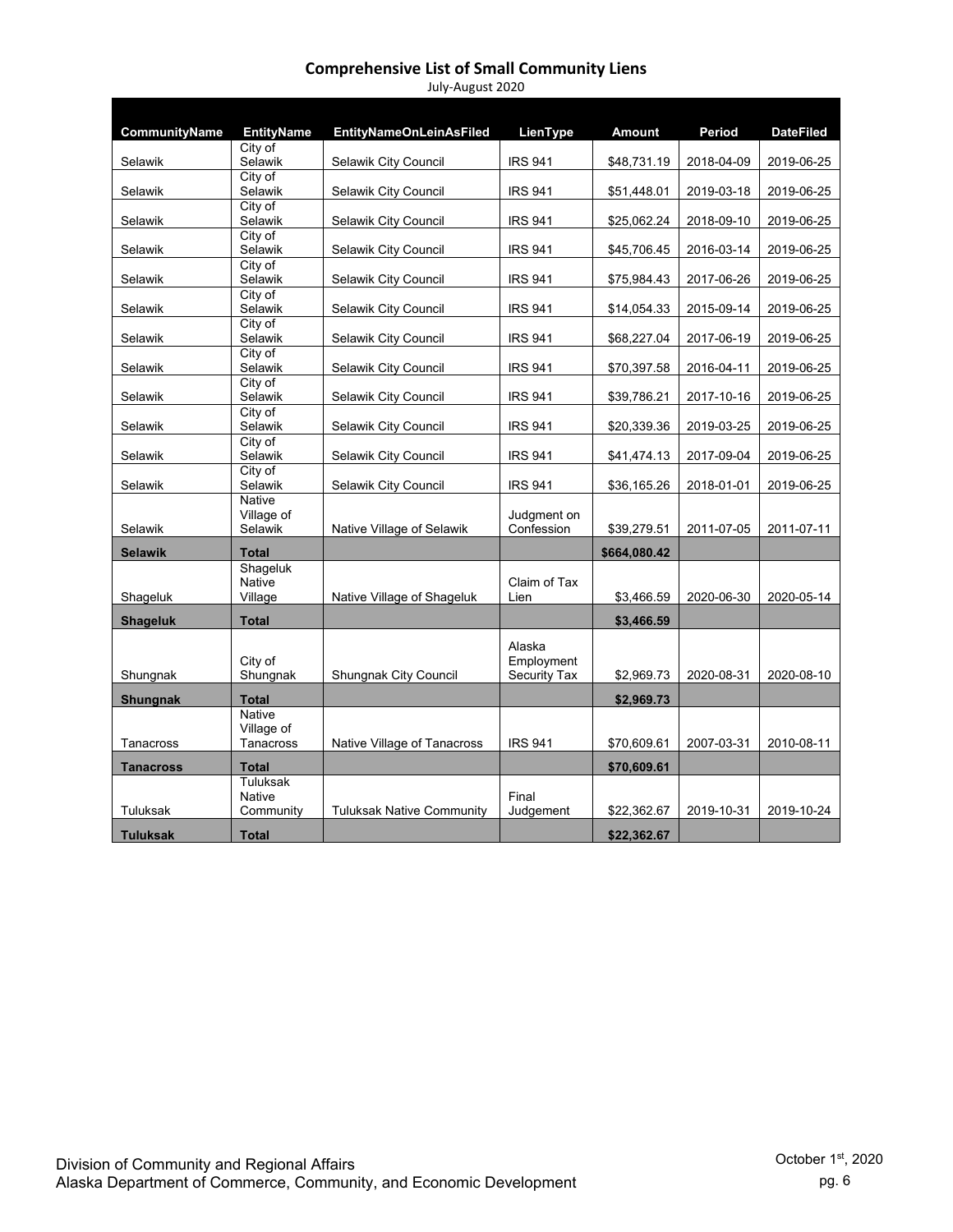## Comprehensive List of Small Community Liens

July-August 2020

| CommunityName | EntityName | EntityNameOnLeinAsFiled | LienType | Amount | Period | DateFiled |
|---|---|---|---|---|---|---|
| Selawik | City of Selawik | Selawik City Council | IRS 941 | $48,731.19 | 2018-04-09 | 2019-06-25 |
| Selawik | City of Selawik | Selawik City Council | IRS 941 | $51,448.01 | 2019-03-18 | 2019-06-25 |
| Selawik | City of Selawik | Selawik City Council | IRS 941 | $25,062.24 | 2018-09-10 | 2019-06-25 |
| Selawik | City of Selawik | Selawik City Council | IRS 941 | $45,706.45 | 2016-03-14 | 2019-06-25 |
| Selawik | City of Selawik | Selawik City Council | IRS 941 | $75,984.43 | 2017-06-26 | 2019-06-25 |
| Selawik | City of Selawik | Selawik City Council | IRS 941 | $14,054.33 | 2015-09-14 | 2019-06-25 |
| Selawik | City of Selawik | Selawik City Council | IRS 941 | $68,227.04 | 2017-06-19 | 2019-06-25 |
| Selawik | City of Selawik | Selawik City Council | IRS 941 | $70,397.58 | 2016-04-11 | 2019-06-25 |
| Selawik | City of Selawik | Selawik City Council | IRS 941 | $39,786.21 | 2017-10-16 | 2019-06-25 |
| Selawik | City of Selawik | Selawik City Council | IRS 941 | $20,339.36 | 2019-03-25 | 2019-06-25 |
| Selawik | City of Selawik | Selawik City Council | IRS 941 | $41,474.13 | 2017-09-04 | 2019-06-25 |
| Selawik | City of Selawik | Selawik City Council | IRS 941 | $36,165.26 | 2018-01-01 | 2019-06-25 |
| Selawik | Native Village of Selawik | Native Village of Selawik | Judgment on Confession | $39,279.51 | 2011-07-05 | 2011-07-11 |
| **Selawik** | **Total** | | | **$664,080.42** | | |
| Shageluk | Shageluk Native Village | Native Village of Shageluk | Claim of Tax Lien | $3,466.59 | 2020-06-30 | 2020-05-14 |
| **Shageluk** | **Total** | | | **$3,466.59** | | |
| Shungnak | City of Shungnak | Shungnak City Council | Alaska Employment Security Tax | $2,969.73 | 2020-08-31 | 2020-08-10 |
| **Shungnak** | **Total** | | | **$2,969.73** | | |
| Tanacross | Native Village of Tanacross | Native Village of Tanacross | IRS 941 | $70,609.61 | 2007-03-31 | 2010-08-11 |
| **Tanacross** | **Total** | | | **$70,609.61** | | |
| Tuluksak | Tuluksak Native Community | Tuluksak Native Community | Final Judgement | $22,362.67 | 2019-10-31 | 2019-10-24 |
| **Tuluksak** | **Total** | | | **$22,362.67** | | |